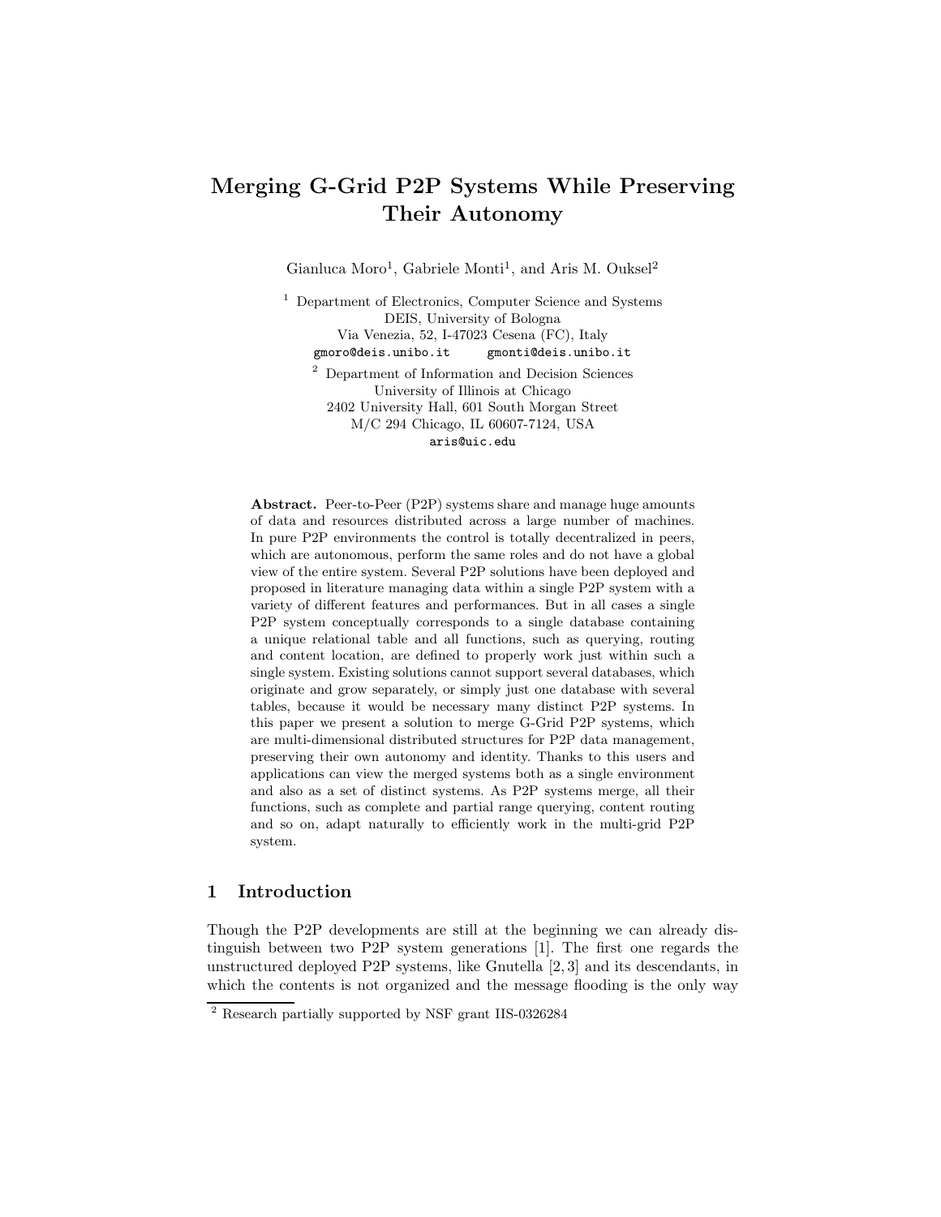# Merging G-Grid P2P Systems While Preserving Their Autonomy

Gianluca Moro[1], Gabriele Monti[1], and Aris M. Ouksel[2]

[1] Department of Electronics, Computer Science and Systems
DEIS, University of Bologna
Via Venezia, 52, I-47023 Cesena (FC), Italy
gmoro@deis.unibo.it gmonti@deis.unibo.it

[2] Department of Information and Decision Sciences
University of Illinois at Chicago
2402 University Hall, 601 South Morgan Street
M/C 294 Chicago, IL 60607-7124, USA
aris@uic.edu

**Abstract.** Peer-to-Peer (P2P) systems share and manage huge amounts of data and resources distributed across a large number of machines. In pure P2P environments the control is totally decentralized in peers, which are autonomous, perform the same roles and do not have a global view of the entire system. Several P2P solutions have been deployed and proposed in literature managing data within a single P2P system with a variety of different features and performances. But in all cases a single P2P system conceptually corresponds to a single database containing a unique relational table and all functions, such as querying, routing and content location, are defined to properly work just within such a single system. Existing solutions cannot support several databases, which originate and grow separately, or simply just one database with several tables, because it would be necessary many distinct P2P systems. In this paper we present a solution to merge G-Grid P2P systems, which are multi-dimensional distributed structures for P2P data management, preserving their own autonomy and identity. Thanks to this users and applications can view the merged systems both as a single environment and also as a set of distinct systems. As P2P systems merge, all their functions, such as complete and partial range querying, content routing and so on, adapt naturally to efficiently work in the multi-grid P2P system.

## 1 Introduction

Though the P2P developments are still at the beginning we can already distinguish between two P2P system generations [1]. The first one regards the unstructured deployed P2P systems, like Gnutella [2, 3] and its descendants, in which the contents is not organized and the message flooding is the only way

[2] Research partially supported by NSF grant IIS-0326284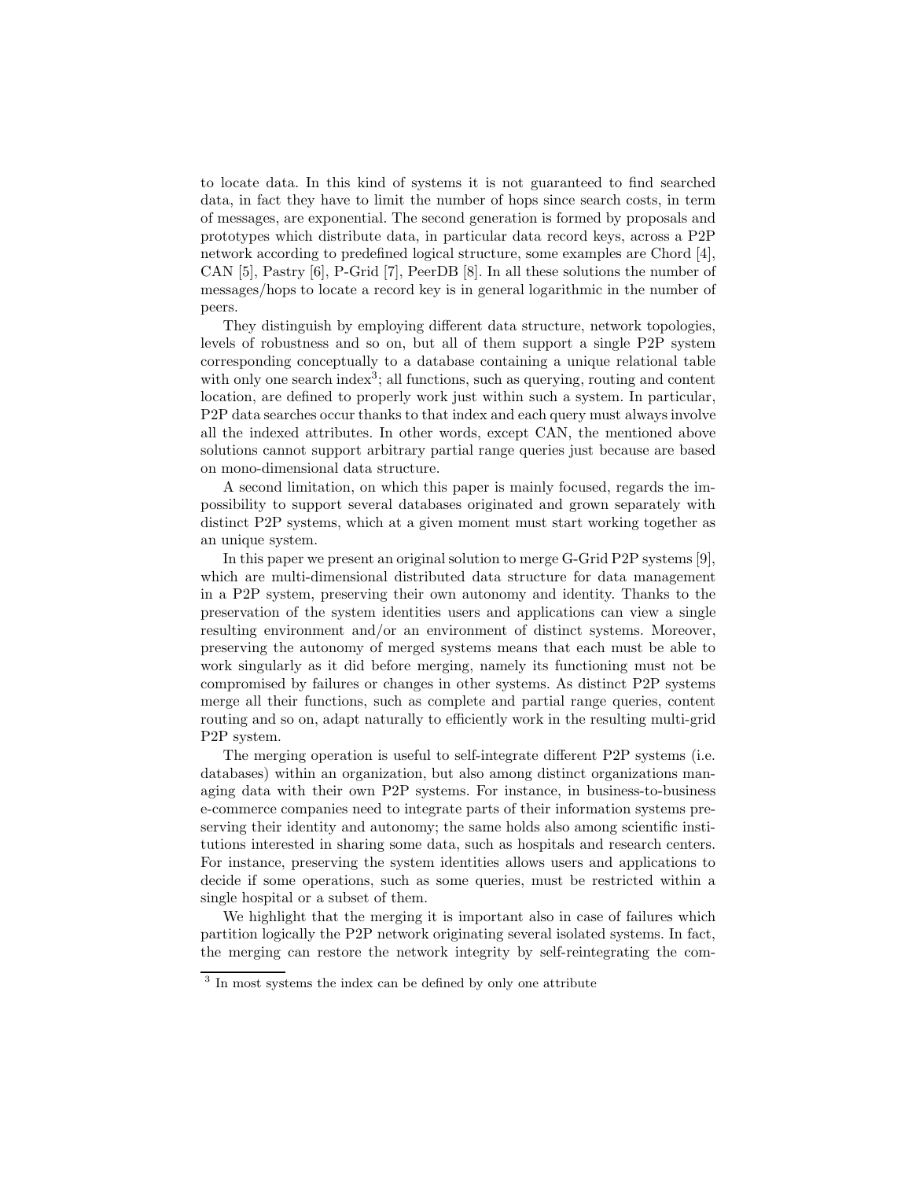to locate data. In this kind of systems it is not guaranteed to find searched data, in fact they have to limit the number of hops since search costs, in term of messages, are exponential. The second generation is formed by proposals and prototypes which distribute data, in particular data record keys, across a P2P network according to predefined logical structure, some examples are Chord [4], CAN [5], Pastry [6], P-Grid [7], PeerDB [8]. In all these solutions the number of messages/hops to locate a record key is in general logarithmic in the number of peers.

They distinguish by employing different data structure, network topologies, levels of robustness and so on, but all of them support a single P2P system corresponding conceptually to a database containing a unique relational table with only one search index[3]; all functions, such as querying, routing and content location, are defined to properly work just within such a system. In particular, P2P data searches occur thanks to that index and each query must always involve all the indexed attributes. In other words, except CAN, the mentioned above solutions cannot support arbitrary partial range queries just because are based on mono-dimensional data structure.

A second limitation, on which this paper is mainly focused, regards the impossibility to support several databases originated and grown separately with distinct P2P systems, which at a given moment must start working together as an unique system.

In this paper we present an original solution to merge G-Grid P2P systems [9], which are multi-dimensional distributed data structure for data management in a P2P system, preserving their own autonomy and identity. Thanks to the preservation of the system identities users and applications can view a single resulting environment and/or an environment of distinct systems. Moreover, preserving the autonomy of merged systems means that each must be able to work singularly as it did before merging, namely its functioning must not be compromised by failures or changes in other systems. As distinct P2P systems merge all their functions, such as complete and partial range queries, content routing and so on, adapt naturally to efficiently work in the resulting multi-grid P2P system.

The merging operation is useful to self-integrate different P2P systems (i.e. databases) within an organization, but also among distinct organizations managing data with their own P2P systems. For instance, in business-to-business e-commerce companies need to integrate parts of their information systems preserving their identity and autonomy; the same holds also among scientific institutions interested in sharing some data, such as hospitals and research centers. For instance, preserving the system identities allows users and applications to decide if some operations, such as some queries, must be restricted within a single hospital or a subset of them.

We highlight that the merging it is important also in case of failures which partition logically the P2P network originating several isolated systems. In fact, the merging can restore the network integrity by self-reintegrating the com-

[3] In most systems the index can be defined by only one attribute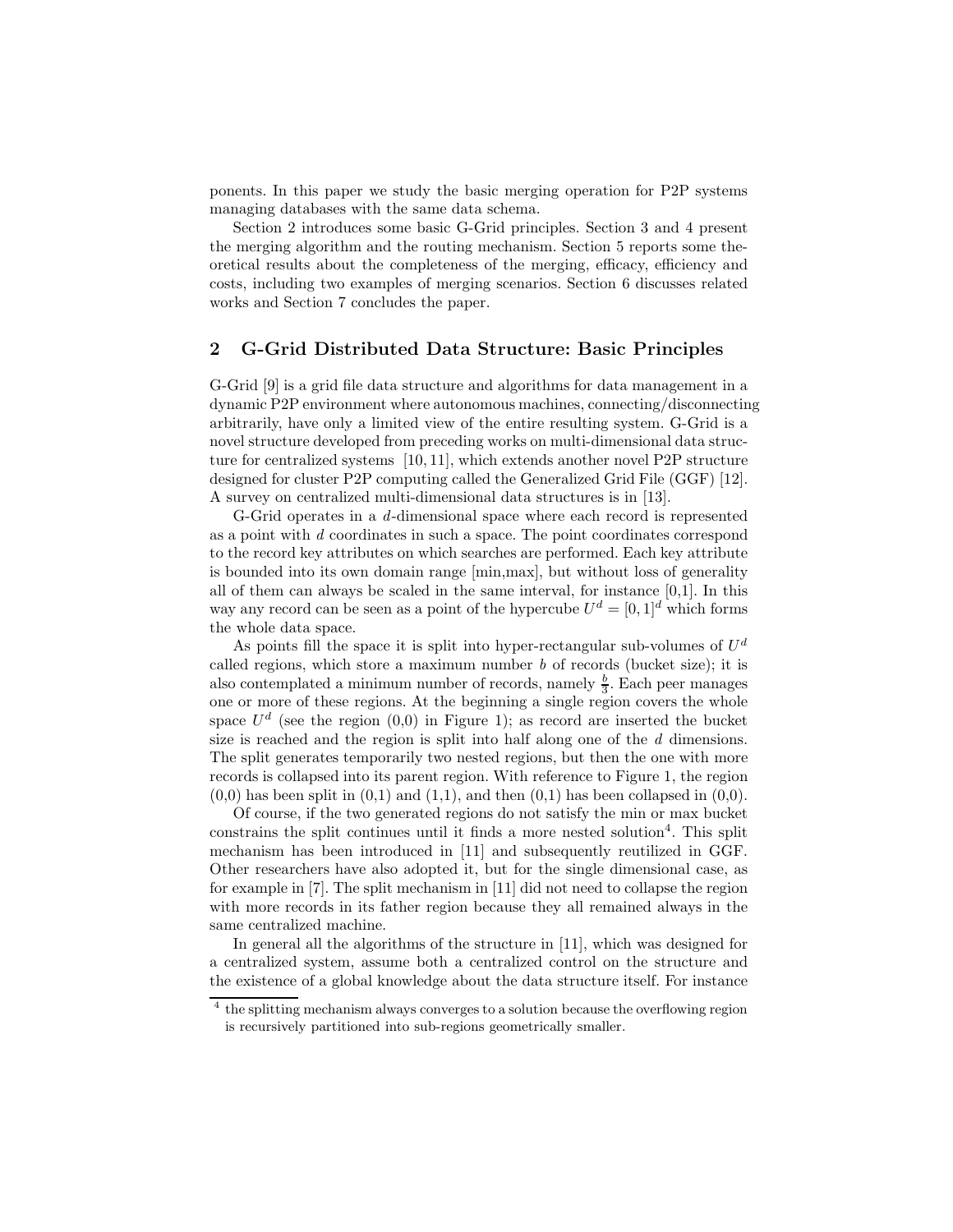ponents. In this paper we study the basic merging operation for P2P systems managing databases with the same data schema.

Section 2 introduces some basic G-Grid principles. Section 3 and 4 present the merging algorithm and the routing mechanism. Section 5 reports some theoretical results about the completeness of the merging, efficacy, efficiency and costs, including two examples of merging scenarios. Section 6 discusses related works and Section 7 concludes the paper.

## 2 G-Grid Distributed Data Structure: Basic Principles

G-Grid [9] is a grid file data structure and algorithms for data management in a dynamic P2P environment where autonomous machines, connecting/disconnecting arbitrarily, have only a limited view of the entire resulting system. G-Grid is a novel structure developed from preceding works on multi-dimensional data structure for centralized systems [10, 11], which extends another novel P2P structure designed for cluster P2P computing called the Generalized Grid File (GGF) [12]. A survey on centralized multi-dimensional data structures is in [13].

G-Grid operates in a $d$-dimensional space where each record is represented as a point with $d$ coordinates in such a space. The point coordinates correspond to the record key attributes on which searches are performed. Each key attribute is bounded into its own domain range [min,max], but without loss of generality all of them can always be scaled in the same interval, for instance [0,1]. In this way any record can be seen as a point of the hypercube $U^d = [0, 1]^d$ which forms the whole data space.

As points fill the space it is split into hyper-rectangular sub-volumes of $U^d$ called regions, which store a maximum number $b$ of records (bucket size); it is also contemplated a minimum number of records, namely $\frac{b}{3}$. Each peer manages one or more of these regions. At the beginning a single region covers the whole space $U^d$ (see the region (0,0) in Figure 1); as record are inserted the bucket size is reached and the region is split into half along one of the $d$ dimensions. The split generates temporarily two nested regions, but then the one with more records is collapsed into its parent region. With reference to Figure 1, the region (0,0) has been split in (0,1) and (1,1), and then (0,1) has been collapsed in (0,0).

Of course, if the two generated regions do not satisfy the min or max bucket constrains the split continues until it finds a more nested solution[4]. This split mechanism has been introduced in [11] and subsequently reutilized in GGF. Other researchers have also adopted it, but for the single dimensional case, as for example in [7]. The split mechanism in [11] did not need to collapse the region with more records in its father region because they all remained always in the same centralized machine.

In general all the algorithms of the structure in [11], which was designed for a centralized system, assume both a centralized control on the structure and the existence of a global knowledge about the data structure itself. For instance

[4] the splitting mechanism always converges to a solution because the overflowing region is recursively partitioned into sub-regions geometrically smaller.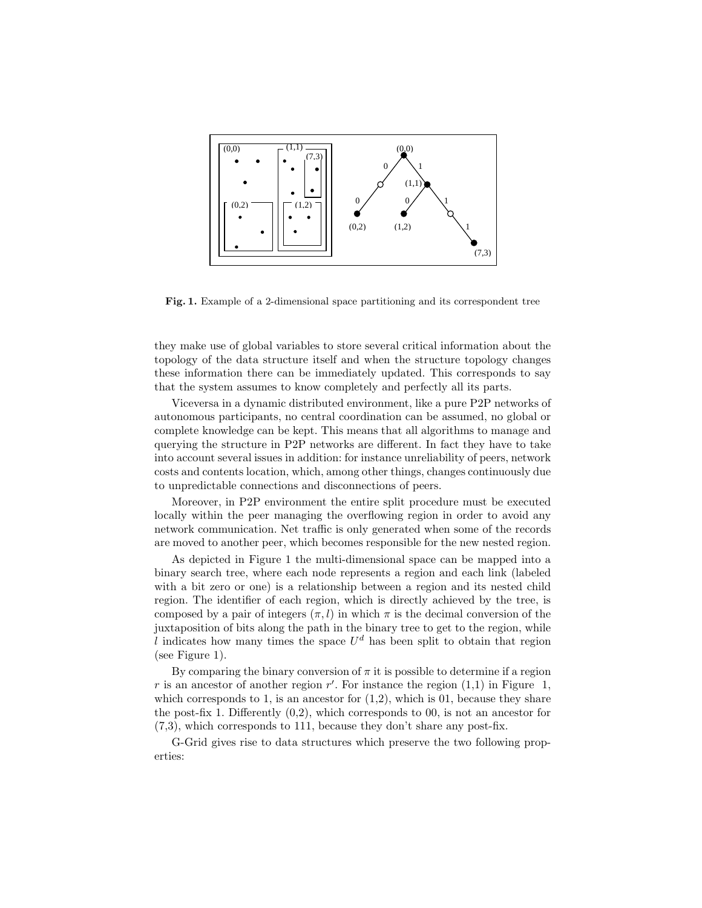**Fig. 1.** Example of a 2-dimensional space partitioning and its correspondent tree

they make use of global variables to store several critical information about the topology of the data structure itself and when the structure topology changes these information there can be immediately updated. This corresponds to say that the system assumes to know completely and perfectly all its parts.

Viceversa in a dynamic distributed environment, like a pure P2P networks of autonomous participants, no central coordination can be assumed, no global or complete knowledge can be kept. This means that all algorithms to manage and querying the structure in P2P networks are different. In fact they have to take into account several issues in addition: for instance unreliability of peers, network costs and contents location, which, among other things, changes continuously due to unpredictable connections and disconnections of peers.

Moreover, in P2P environment the entire split procedure must be executed locally within the peer managing the overflowing region in order to avoid any network communication. Net traffic is only generated when some of the records are moved to another peer, which becomes responsible for the new nested region.

As depicted in Figure 1 the multi-dimensional space can be mapped into a binary search tree, where each node represents a region and each link (labeled with a bit zero or one) is a relationship between a region and its nested child region. The identifier of each region, which is directly achieved by the tree, is composed by a pair of integers $(\pi, l)$ in which $\pi$ is the decimal conversion of the juxtaposition of bits along the path in the binary tree to get to the region, while $l$ indicates how many times the space $U^d$ has been split to obtain that region (see Figure 1).

By comparing the binary conversion of $\pi$ it is possible to determine if a region $r$ is an ancestor of another region $r'$. For instance the region (1,1) in Figure 1, which corresponds to 1, is an ancestor for (1,2), which is 01, because they share the post-fix 1. Differently (0,2), which corresponds to 00, is not an ancestor for (7,3), which corresponds to 111, because they don't share any post-fix.

G-Grid gives rise to data structures which preserve the two following properties: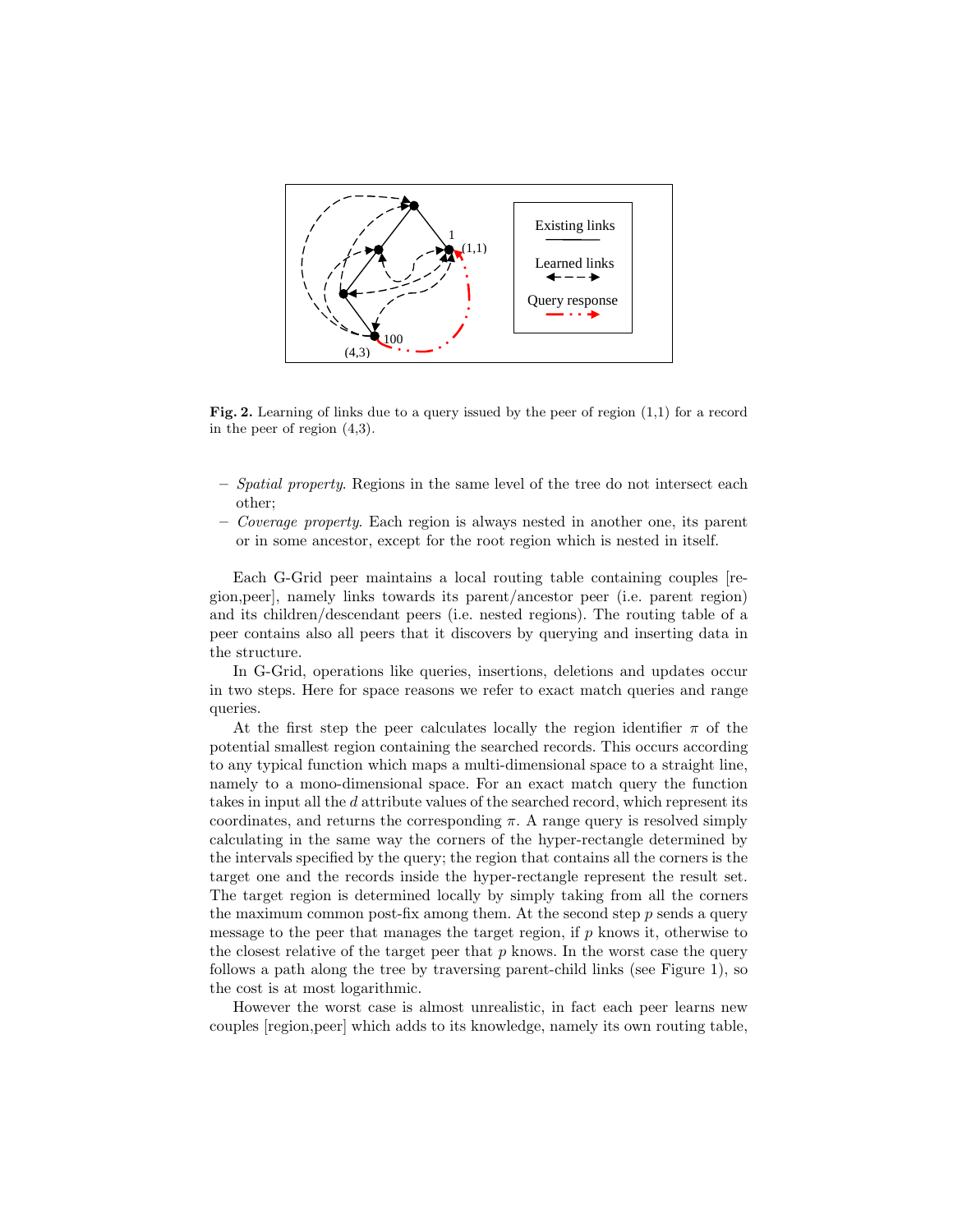**Fig. 2.** Learning of links due to a query issued by the peer of region (1,1) for a record in the peer of region (4,3).

- *Spatial property*. Regions in the same level of the tree do not intersect each other;
- *Coverage property*. Each region is always nested in another one, its parent or in some ancestor, except for the root region which is nested in itself.

Each G-Grid peer maintains a local routing table containing couples [region,peer], namely links towards its parent/ancestor peer (i.e. parent region) and its children/descendant peers (i.e. nested regions). The routing table of a peer contains also all peers that it discovers by querying and inserting data in the structure.

In G-Grid, operations like queries, insertions, deletions and updates occur in two steps. Here for space reasons we refer to exact match queries and range queries.

At the first step the peer calculates locally the region identifier $\pi$ of the potential smallest region containing the searched records. This occurs according to any typical function which maps a multi-dimensional space to a straight line, namely to a mono-dimensional space. For an exact match query the function takes in input all the $d$ attribute values of the searched record, which represent its coordinates, and returns the corresponding $\pi$. A range query is resolved simply calculating in the same way the corners of the hyper-rectangle determined by the intervals specified by the query; the region that contains all the corners is the target one and the records inside the hyper-rectangle represent the result set. The target region is determined locally by simply taking from all the corners the maximum common post-fix among them. At the second step $p$ sends a query message to the peer that manages the target region, if $p$ knows it, otherwise to the closest relative of the target peer that $p$ knows. In the worst case the query follows a path along the tree by traversing parent-child links (see Figure 1), so the cost is at most logarithmic.

However the worst case is almost unrealistic, in fact each peer learns new couples [region,peer] which adds to its knowledge, namely its own routing table,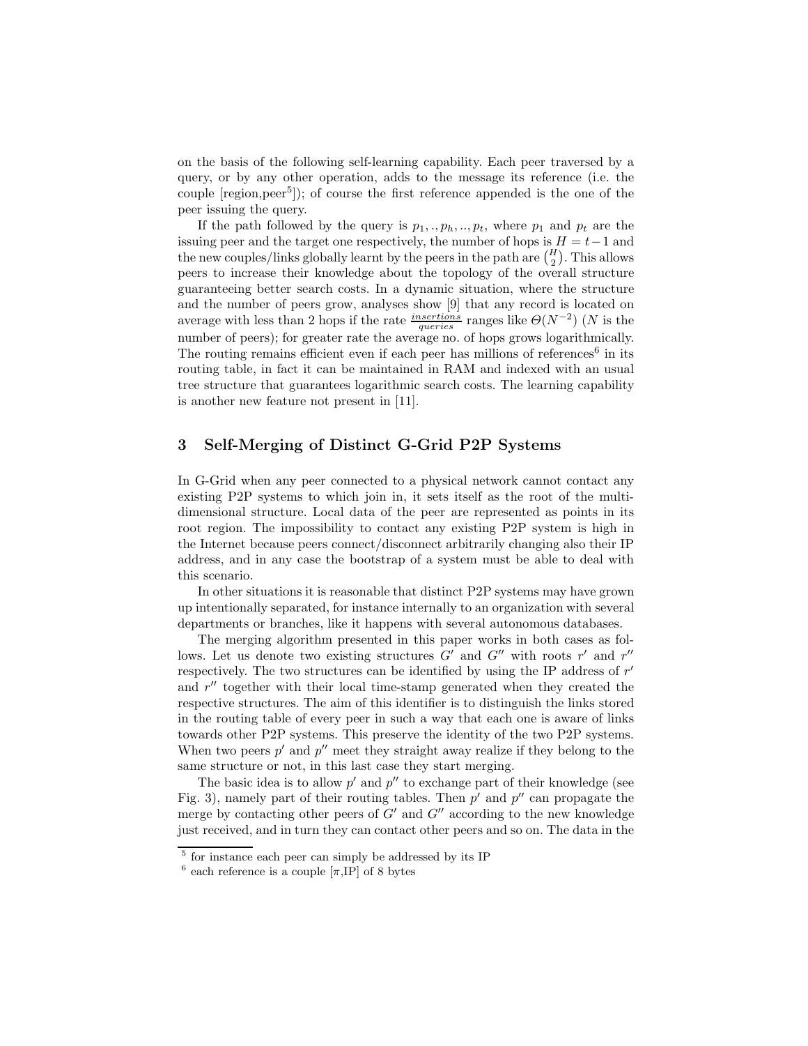on the basis of the following self-learning capability. Each peer traversed by a query, or by any other operation, adds to the message its reference (i.e. the couple [region,peer[5]]); of course the first reference appended is the one of the peer issuing the query.

If the path followed by the query is $p_1,.,p_h,..,p_t$, where $p_1$ and $p_t$ are the issuing peer and the target one respectively, the number of hops is $H = t-1$ and the new couples/links globally learnt by the peers in the path are $\binom{H}{2}$. This allows peers to increase their knowledge about the topology of the overall structure guaranteeing better search costs. In a dynamic situation, where the structure and the number of peers grow, analyses show [9] that any record is located on average with less than 2 hops if the rate $\frac{insertions}{queries}$ ranges like $\Theta(N^{-2})$ ($N$ is the number of peers); for greater rate the average no. of hops grows logarithmically. The routing remains efficient even if each peer has millions of references[6] in its routing table, in fact it can be maintained in RAM and indexed with an usual tree structure that guarantees logarithmic search costs. The learning capability is another new feature not present in [11].

## 3 Self-Merging of Distinct G-Grid P2P Systems

In G-Grid when any peer connected to a physical network cannot contact any existing P2P systems to which join in, it sets itself as the root of the multi-dimensional structure. Local data of the peer are represented as points in its root region. The impossibility to contact any existing P2P system is high in the Internet because peers connect/disconnect arbitrarily changing also their IP address, and in any case the bootstrap of a system must be able to deal with this scenario.

In other situations it is reasonable that distinct P2P systems may have grown up intentionally separated, for instance internally to an organization with several departments or branches, like it happens with several autonomous databases.

The merging algorithm presented in this paper works in both cases as follows. Let us denote two existing structures $G'$ and $G''$ with roots $r'$ and $r''$ respectively. The two structures can be identified by using the IP address of $r'$ and $r''$ together with their local time-stamp generated when they created the respective structures. The aim of this identifier is to distinguish the links stored in the routing table of every peer in such a way that each one is aware of links towards other P2P systems. This preserve the identity of the two P2P systems. When two peers $p'$ and $p''$ meet they straight away realize if they belong to the same structure or not, in this last case they start merging.

The basic idea is to allow $p'$ and $p''$ to exchange part of their knowledge (see Fig. 3), namely part of their routing tables. Then $p'$ and $p''$ can propagate the merge by contacting other peers of $G'$ and $G''$ according to the new knowledge just received, and in turn they can contact other peers and so on. The data in the

[5] for instance each peer can simply be addressed by its IP

[6] each reference is a couple [$\pi$,IP] of 8 bytes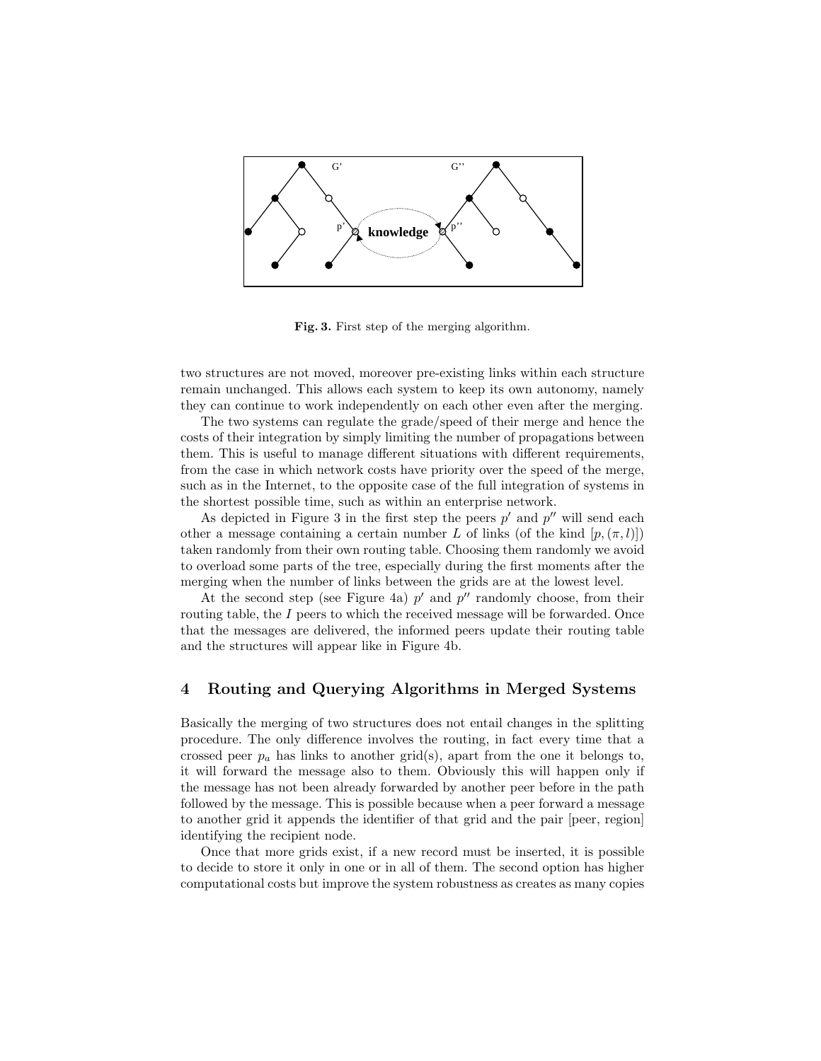Fig. 3. First step of the merging algorithm.

two structures are not moved, moreover pre-existing links within each structure remain unchanged. This allows each system to keep its own autonomy, namely they can continue to work independently on each other even after the merging.

The two systems can regulate the grade/speed of their merge and hence the costs of their integration by simply limiting the number of propagations between them. This is useful to manage different situations with different requirements, from the case in which network costs have priority over the speed of the merge, such as in the Internet, to the opposite case of the full integration of systems in the shortest possible time, such as within an enterprise network.

As depicted in Figure 3 in the first step the peers $p'$ and $p''$ will send each other a message containing a certain number $L$ of links (of the kind $[p, (\pi, l)]$) taken randomly from their own routing table. Choosing them randomly we avoid to overload some parts of the tree, especially during the first moments after the merging when the number of links between the grids are at the lowest level.

At the second step (see Figure 4a) $p'$ and $p''$ randomly choose, from their routing table, the $I$ peers to which the received message will be forwarded. Once that the messages are delivered, the informed peers update their routing table and the structures will appear like in Figure 4b.

## 4 Routing and Querying Algorithms in Merged Systems

Basically the merging of two structures does not entail changes in the splitting procedure. The only difference involves the routing, in fact every time that a crossed peer $p_a$ has links to another grid(s), apart from the one it belongs to, it will forward the message also to them. Obviously this will happen only if the message has not been already forwarded by another peer before in the path followed by the message. This is possible because when a peer forward a message to another grid it appends the identifier of that grid and the pair [peer, region] identifying the recipient node.

Once that more grids exist, if a new record must be inserted, it is possible to decide to store it only in one or in all of them. The second option has higher computational costs but improve the system robustness as creates as many copies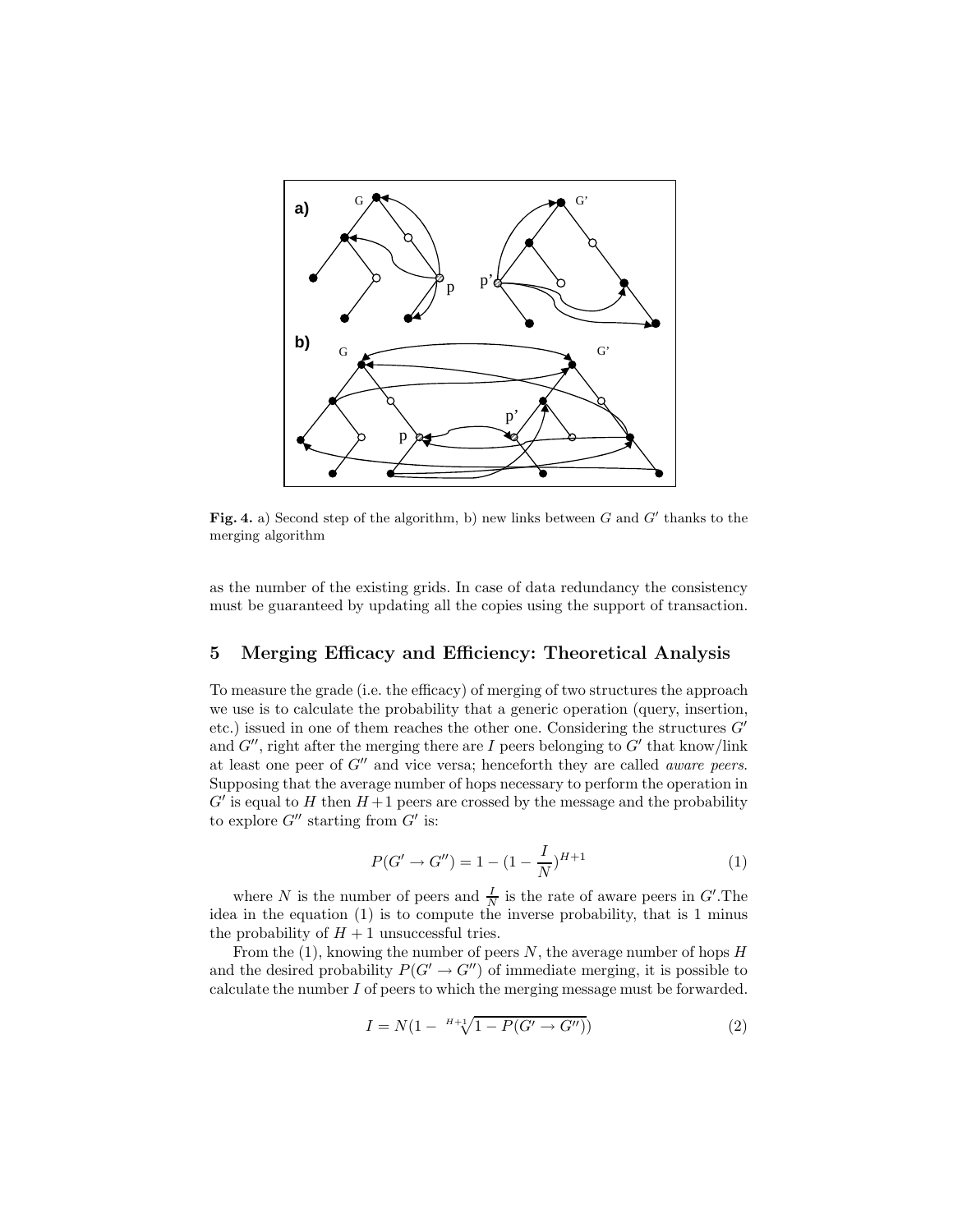Fig. 4. a) Second step of the algorithm, b) new links between $G$ and $G'$ thanks to the merging algorithm

as the number of the existing grids. In case of data redundancy the consistency must be guaranteed by updating all the copies using the support of transaction.

## 5 Merging Efficacy and Efficiency: Theoretical Analysis

To measure the grade (i.e. the efficacy) of merging of two structures the approach we use is to calculate the probability that a generic operation (query, insertion, etc.) issued in one of them reaches the other one. Considering the structures $G'$ and $G''$, right after the merging there are $I$ peers belonging to $G'$ that know/link at least one peer of $G''$ and vice versa; henceforth they are called *aware peers*. Supposing that the average number of hops necessary to perform the operation in $G'$ is equal to $H$ then $H+1$ peers are crossed by the message and the probability to explore $G''$ starting from $G'$ is:

$$P(G' \rightarrow G'') = 1 - (1 - \frac{I}{N})^{H+1} \tag{1}$$

where $N$ is the number of peers and $\frac{I}{N}$ is the rate of aware peers in $G'$.The idea in the equation (1) is to compute the inverse probability, that is 1 minus the probability of $H+1$ unsuccessful tries.

From the (1), knowing the number of peers $N$, the average number of hops $H$ and the desired probability $P(G' \rightarrow G'')$ of immediate merging, it is possible to calculate the number $I$ of peers to which the merging message must be forwarded.

$$I = N(1 - \sqrt[H+1]{1 - P(G' \rightarrow G'')}) \tag{2}$$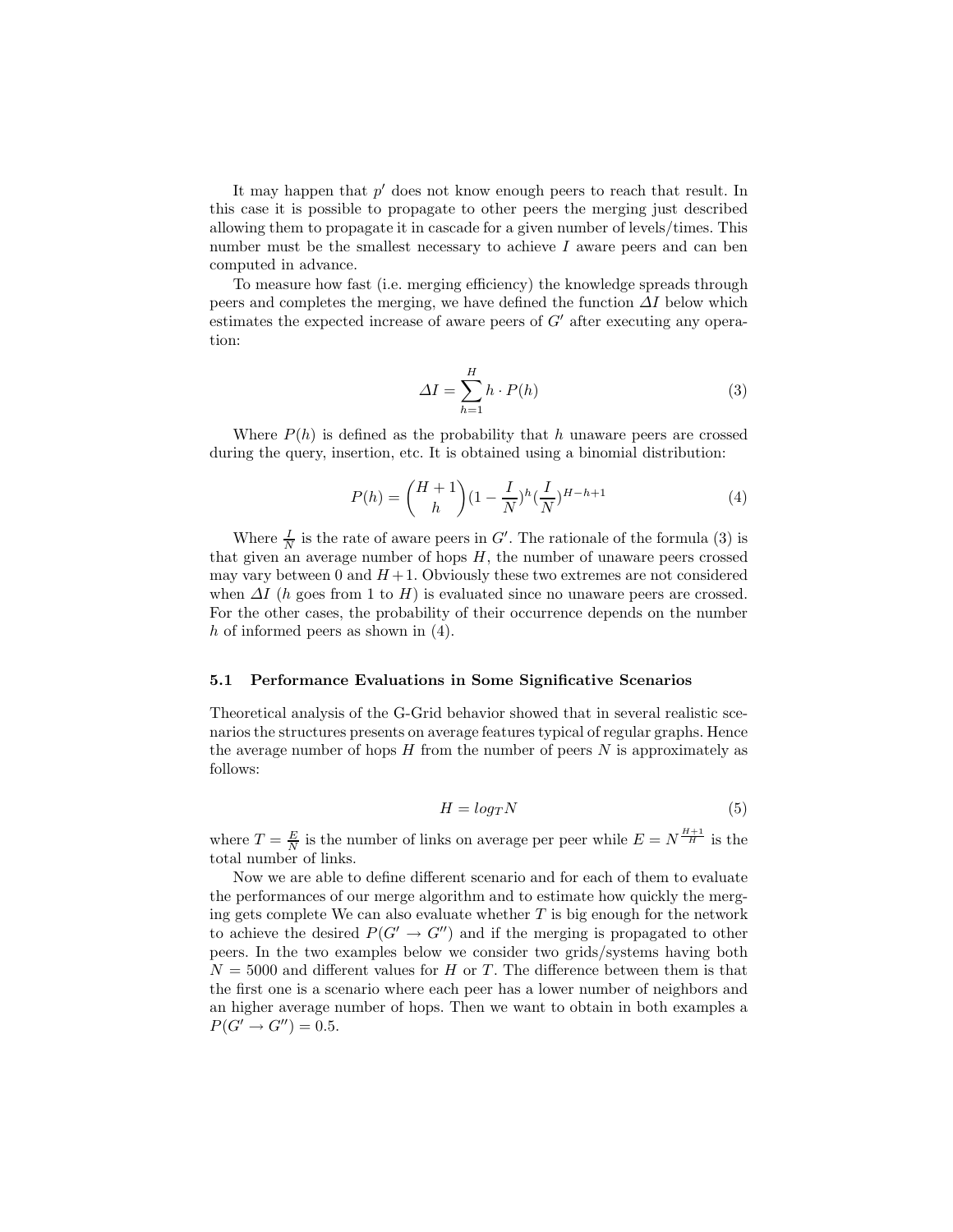It may happen that $p'$ does not know enough peers to reach that result. In this case it is possible to propagate to other peers the merging just described allowing them to propagate it in cascade for a given number of levels/times. This number must be the smallest necessary to achieve $I$ aware peers and can ben computed in advance.

To measure how fast (i.e. merging efficiency) the knowledge spreads through peers and completes the merging, we have defined the function $\Delta I$ below which estimates the expected increase of aware peers of $G'$ after executing any operation:

$$\Delta I = \sum_{h=1}^{H} h \cdot P(h) \tag{3}$$

Where $P(h)$ is defined as the probability that $h$ unaware peers are crossed during the query, insertion, etc. It is obtained using a binomial distribution:

$$P(h) = \binom{H+1}{h}(1 - \frac{I}{N})^h (\frac{I}{N})^{H-h+1} \tag{4}$$

Where $\frac{I}{N}$ is the rate of aware peers in $G'$. The rationale of the formula (3) is that given an average number of hops $H$, the number of unaware peers crossed may vary between 0 and $H+1$. Obviously these two extremes are not considered when $\Delta I$ ($h$ goes from 1 to $H$) is evaluated since no unaware peers are crossed. For the other cases, the probability of their occurrence depends on the number $h$ of informed peers as shown in (4).

### 5.1 Performance Evaluations in Some Significative Scenarios

Theoretical analysis of the G-Grid behavior showed that in several realistic scenarios the structures presents on average features typical of regular graphs. Hence the average number of hops $H$ from the number of peers $N$ is approximately as follows:

$$H = log_T N \tag{5}$$

where $T = \frac{E}{N}$ is the number of links on average per peer while $E = N^{\frac{H+1}{H}}$ is the total number of links.

Now we are able to define different scenario and for each of them to evaluate the performances of our merge algorithm and to estimate how quickly the merging gets complete We can also evaluate whether $T$ is big enough for the network to achieve the desired $P(G' \rightarrow G'')$ and if the merging is propagated to other peers. In the two examples below we consider two grids/systems having both $N = 5000$ and different values for $H$ or $T$. The difference between them is that the first one is a scenario where each peer has a lower number of neighbors and an higher average number of hops. Then we want to obtain in both examples a $P(G' \rightarrow G'') = 0.5$.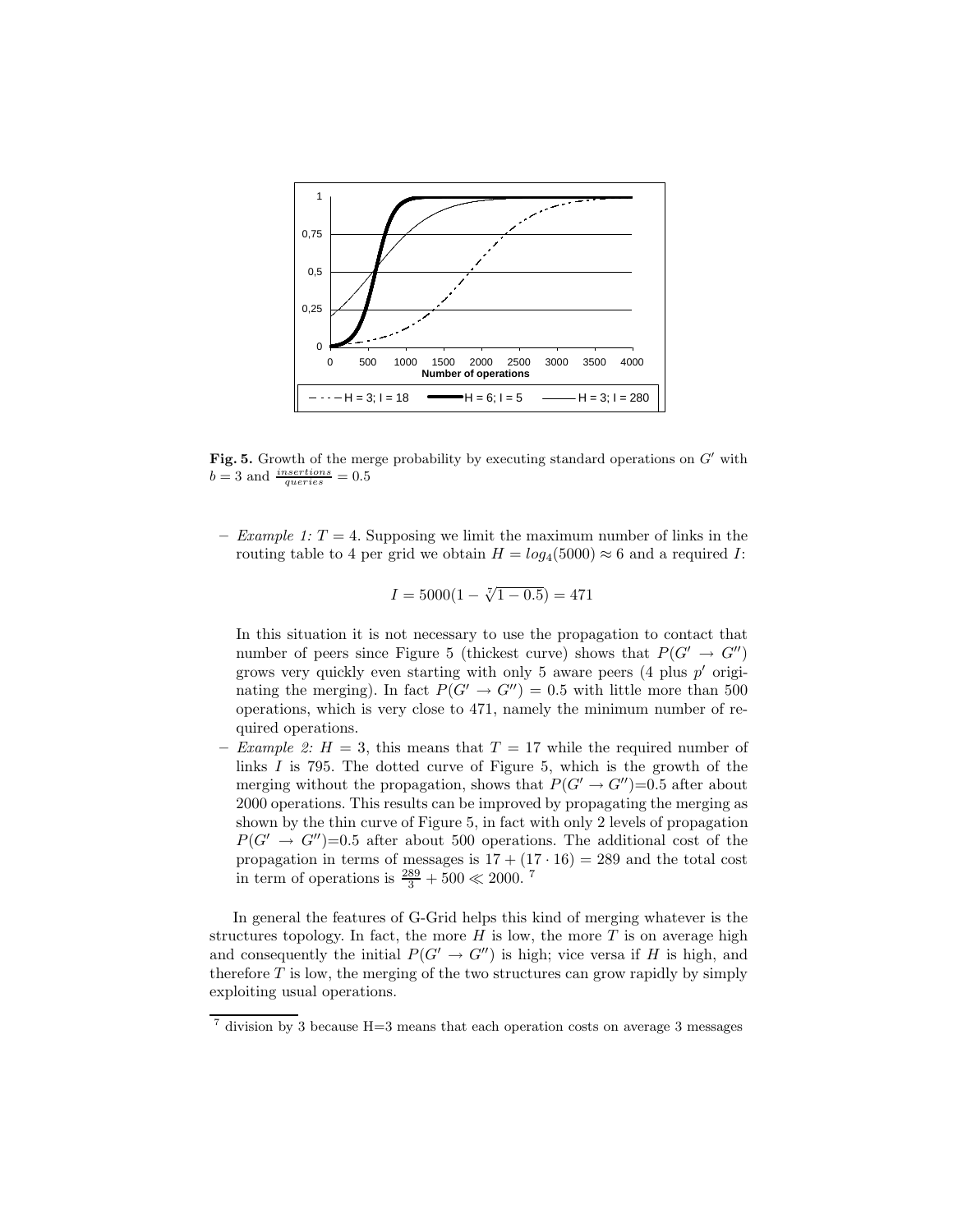**Fig. 5.** Growth of the merge probability by executing standard operations on $G'$ with $b = 3$ and $\frac{insertions}{queries} = 0.5$

– *Example 1:* $T = 4$. Supposing we limit the maximum number of links in the routing table to 4 per grid we obtain $H = log_4(5000) \approx 6$ and a required $I$:

$$I = 5000(1 - \sqrt[7]{1 - 0.5}) = 471$$

In this situation it is not necessary to use the propagation to contact that number of peers since Figure 5 (thickest curve) shows that $P(G' \rightarrow G'')$ grows very quickly even starting with only 5 aware peers (4 plus $p'$ originating the merging). In fact $P(G' \rightarrow G'') = 0.5$ with little more than 500 operations, which is very close to 471, namely the minimum number of required operations.

– *Example 2:* $H = 3$, this means that $T = 17$ while the required number of links $I$ is 795. The dotted curve of Figure 5, which is the growth of the merging without the propagation, shows that $P(G' \rightarrow G'')$=0.5 after about 2000 operations. This results can be improved by propagating the merging as shown by the thin curve of Figure 5, in fact with only 2 levels of propagation $P(G' \rightarrow G'')$=0.5 after about 500 operations. The additional cost of the propagation in terms of messages is $17 + (17 \cdot 16) = 289$ and the total cost in term of operations is $\frac{289}{3} + 500 \ll 2000$. [7]

In general the features of G-Grid helps this kind of merging whatever is the structures topology. In fact, the more $H$ is low, the more $T$ is on average high and consequently the initial $P(G' \rightarrow G'')$ is high; vice versa if $H$ is high, and therefore $T$ is low, the merging of the two structures can grow rapidly by simply exploiting usual operations.

[7] division by 3 because H=3 means that each operation costs on average 3 messages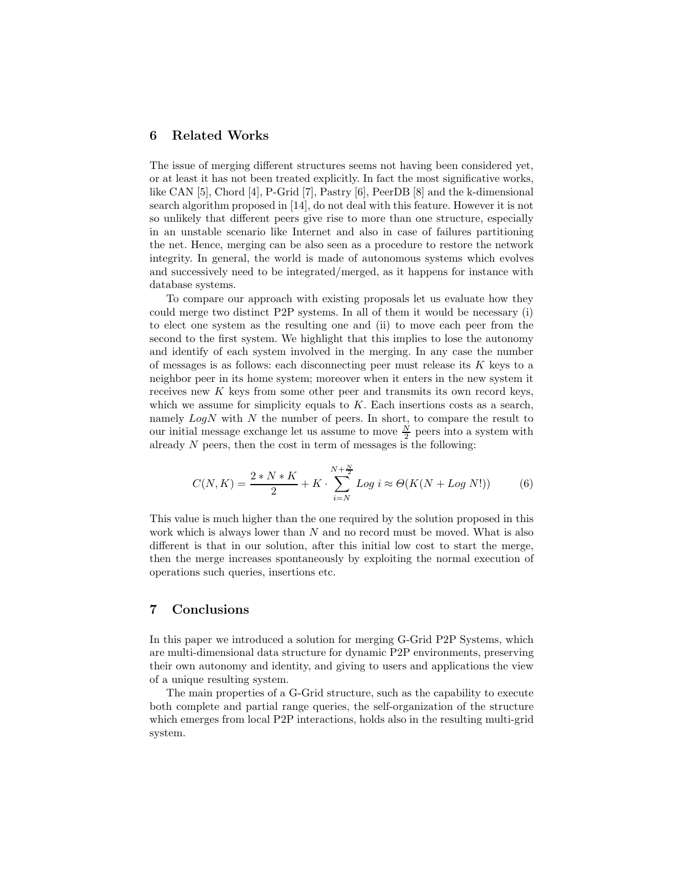## 6 Related Works

The issue of merging different structures seems not having been considered yet, or at least it has not been treated explicitly. In fact the most significative works, like CAN [5], Chord [4], P-Grid [7], Pastry [6], PeerDB [8] and the k-dimensional search algorithm proposed in [14], do not deal with this feature. However it is not so unlikely that different peers give rise to more than one structure, especially in an unstable scenario like Internet and also in case of failures partitioning the net. Hence, merging can be also seen as a procedure to restore the network integrity. In general, the world is made of autonomous systems which evolves and successively need to be integrated/merged, as it happens for instance with database systems.

To compare our approach with existing proposals let us evaluate how they could merge two distinct P2P systems. In all of them it would be necessary (i) to elect one system as the resulting one and (ii) to move each peer from the second to the first system. We highlight that this implies to lose the autonomy and identify of each system involved in the merging. In any case the number of messages is as follows: each disconnecting peer must release its $K$ keys to a neighbor peer in its home system; moreover when it enters in the new system it receives new $K$ keys from some other peer and transmits its own record keys, which we assume for simplicity equals to $K$. Each insertions costs as a search, namely $Log N$ with $N$ the number of peers. In short, to compare the result to our initial message exchange let us assume to move $\frac{N}{2}$ peers into a system with already $N$ peers, then the cost in term of messages is the following:

$$C(N,K) = \frac{2 * N * K}{2} + K \cdot \sum_{i=N}^{N+\frac{N}{2}} Log\ i \approx \Theta(K(N + Log\ N!)) \tag{6}$$

This value is much higher than the one required by the solution proposed in this work which is always lower than $N$ and no record must be moved. What is also different is that in our solution, after this initial low cost to start the merge, then the merge increases spontaneously by exploiting the normal execution of operations such queries, insertions etc.

## 7 Conclusions

In this paper we introduced a solution for merging G-Grid P2P Systems, which are multi-dimensional data structure for dynamic P2P environments, preserving their own autonomy and identity, and giving to users and applications the view of a unique resulting system.

The main properties of a G-Grid structure, such as the capability to execute both complete and partial range queries, the self-organization of the structure which emerges from local P2P interactions, holds also in the resulting multi-grid system.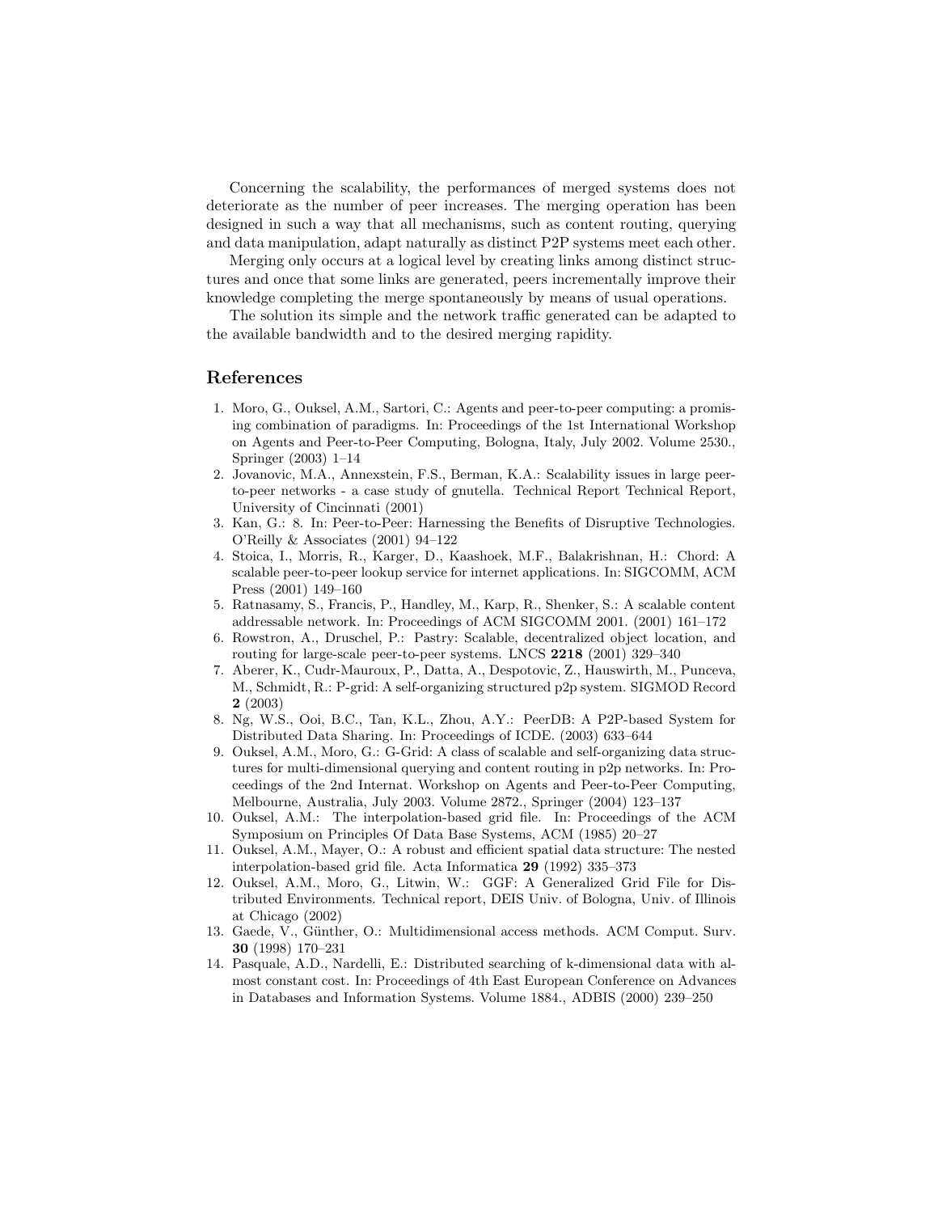Concerning the scalability, the performances of merged systems does not deteriorate as the number of peer increases. The merging operation has been designed in such a way that all mechanisms, such as content routing, querying and data manipulation, adapt naturally as distinct P2P systems meet each other.

Merging only occurs at a logical level by creating links among distinct structures and once that some links are generated, peers incrementally improve their knowledge completing the merge spontaneously by means of usual operations.

The solution its simple and the network traffic generated can be adapted to the available bandwidth and to the desired merging rapidity.

## References

1. Moro, G., Ouksel, A.M., Sartori, C.: Agents and peer-to-peer computing: a promising combination of paradigms. In: Proceedings of the 1st International Workshop on Agents and Peer-to-Peer Computing, Bologna, Italy, July 2002. Volume 2530., Springer (2003) 1–14
2. Jovanovic, M.A., Annexstein, F.S., Berman, K.A.: Scalability issues in large peer-to-peer networks - a case study of gnutella. Technical Report Technical Report, University of Cincinnati (2001)
3. Kan, G.: 8. In: Peer-to-Peer: Harnessing the Benefits of Disruptive Technologies. O'Reilly & Associates (2001) 94–122
4. Stoica, I., Morris, R., Karger, D., Kaashoek, M.F., Balakrishnan, H.: Chord: A scalable peer-to-peer lookup service for internet applications. In: SIGCOMM, ACM Press (2001) 149–160
5. Ratnasamy, S., Francis, P., Handley, M., Karp, R., Shenker, S.: A scalable content addressable network. In: Proceedings of ACM SIGCOMM 2001. (2001) 161–172
6. Rowstron, A., Druschel, P.: Pastry: Scalable, decentralized object location, and routing for large-scale peer-to-peer systems. LNCS **2218** (2001) 329–340
7. Aberer, K., Cudr-Mauroux, P., Datta, A., Despotovic, Z., Hauswirth, M., Punceva, M., Schmidt, R.: P-grid: A self-organizing structured p2p system. SIGMOD Record **2** (2003)
8. Ng, W.S., Ooi, B.C., Tan, K.L., Zhou, A.Y.: PeerDB: A P2P-based System for Distributed Data Sharing. In: Proceedings of ICDE. (2003) 633–644
9. Ouksel, A.M., Moro, G.: G-Grid: A class of scalable and self-organizing data structures for multi-dimensional querying and content routing in p2p networks. In: Proceedings of the 2nd Internat. Workshop on Agents and Peer-to-Peer Computing, Melbourne, Australia, July 2003. Volume 2872., Springer (2004) 123–137
10. Ouksel, A.M.: The interpolation-based grid file. In: Proceedings of the ACM Symposium on Principles Of Data Base Systems, ACM (1985) 20–27
11. Ouksel, A.M., Mayer, O.: A robust and efficient spatial data structure: The nested interpolation-based grid file. Acta Informatica **29** (1992) 335–373
12. Ouksel, A.M., Moro, G., Litwin, W.: GGF: A Generalized Grid File for Distributed Environments. Technical report, DEIS Univ. of Bologna, Univ. of Illinois at Chicago (2002)
13. Gaede, V., Günther, O.: Multidimensional access methods. ACM Comput. Surv. **30** (1998) 170–231
14. Pasquale, A.D., Nardelli, E.: Distributed searching of k-dimensional data with almost constant cost. In: Proceedings of 4th East European Conference on Advances in Databases and Information Systems. Volume 1884., ADBIS (2000) 239–250